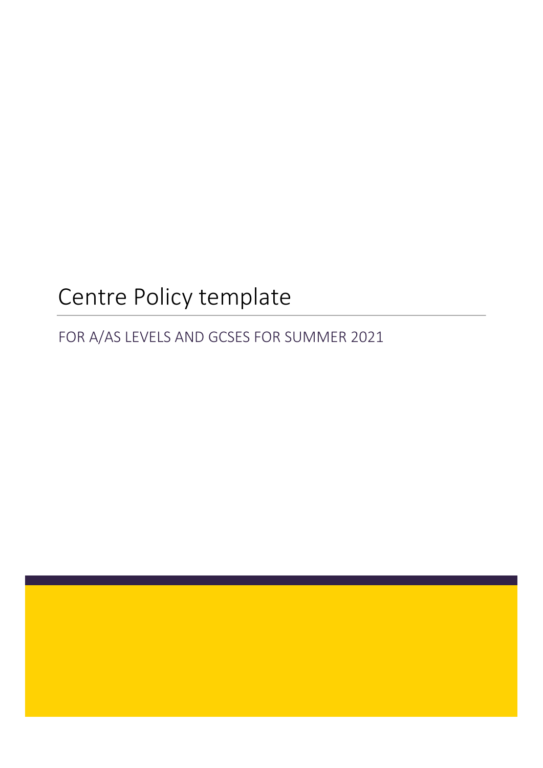# Centre Policy template

FOR A/AS LEVELS AND GCSES FOR SUMMER 2021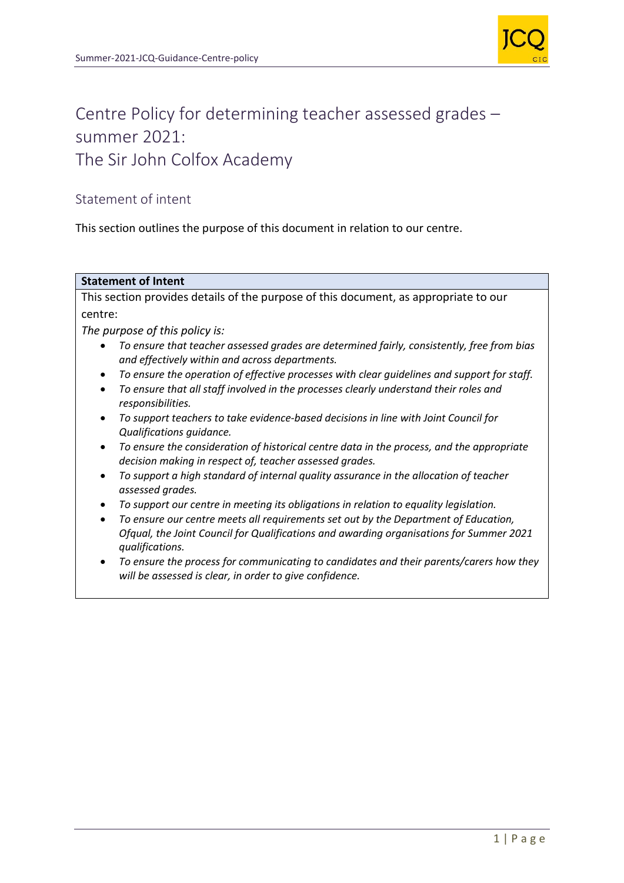# Centre Policy for determining teacher assessed grades – summer 2021: The Sir John Colfox Academy

## Statement of intent

This section outlines the purpose of this document in relation to our centre.

| **Statement of Intent** |
| --- |
| This section provides details of the purpose of this document, as appropriate to our centre:<br>*The purpose of this policy is:*<br>• *To ensure that teacher assessed grades are determined fairly, consistently, free from bias and effectively within and across departments.*<br>• *To ensure the operation of effective processes with clear guidelines and support for staff.*<br>• *To ensure that all staff involved in the processes clearly understand their roles and responsibilities.*<br>• *To support teachers to take evidence-based decisions in line with Joint Council for Qualifications guidance.*<br>• *To ensure the consideration of historical centre data in the process, and the appropriate decision making in respect of, teacher assessed grades.*<br>• *To support a high standard of internal quality assurance in the allocation of teacher assessed grades.*<br>• *To support our centre in meeting its obligations in relation to equality legislation.*<br>• *To ensure our centre meets all requirements set out by the Department of Education, Ofqual, the Joint Council for Qualifications and awarding organisations for Summer 2021 qualifications.*<br>• *To ensure the process for communicating to candidates and their parents/carers how they will be assessed is clear, in order to give confidence.* |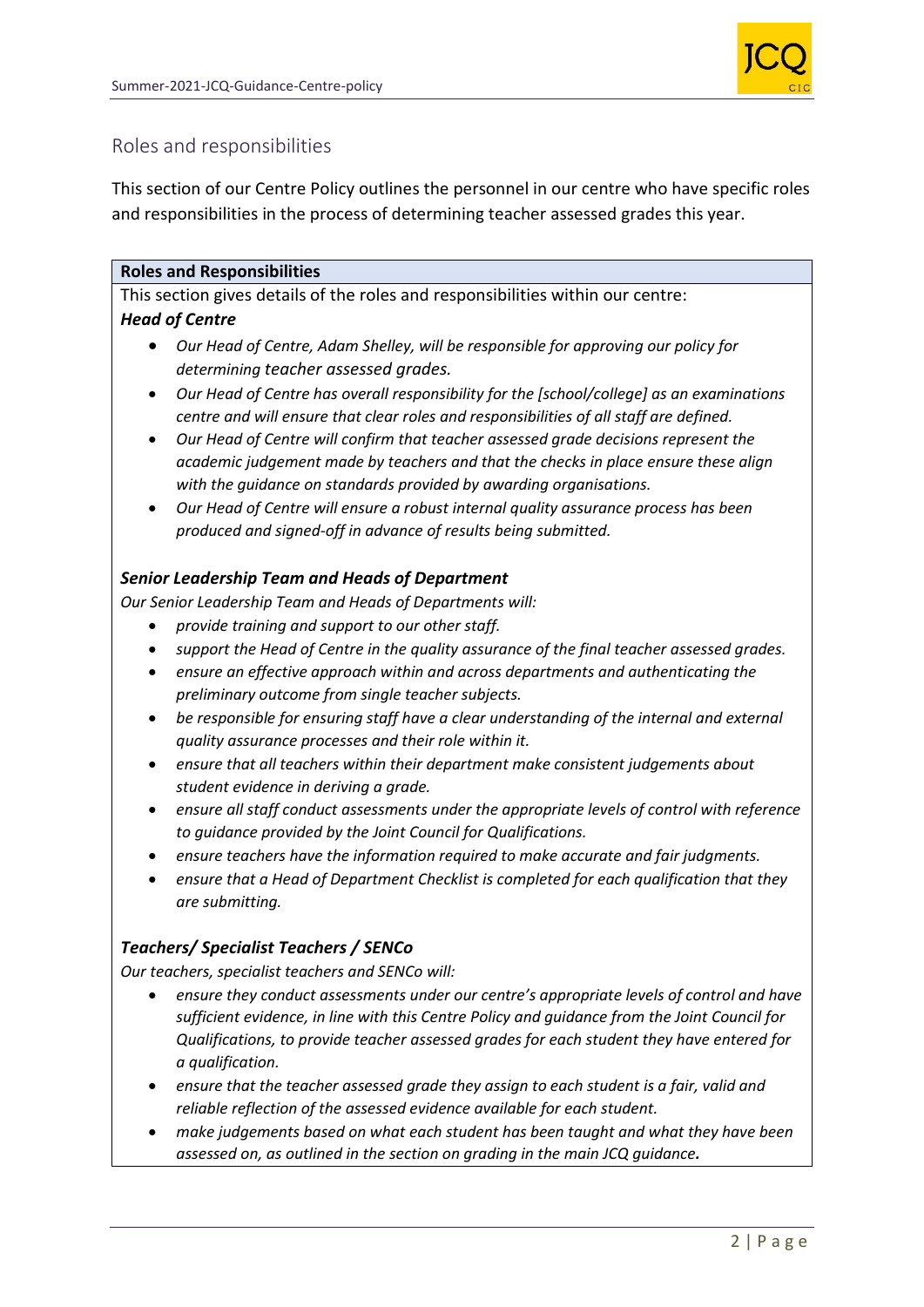## Roles and responsibilities

This section of our Centre Policy outlines the personnel in our centre who have specific roles and responsibilities in the process of determining teacher assessed grades this year.

**Roles and Responsibilities**

This section gives details of the roles and responsibilities within our centre:

***Head of Centre***

- *Our Head of Centre, Adam Shelley, will be responsible for approving our policy for determining teacher assessed grades.*
- *Our Head of Centre has overall responsibility for the [school/college] as an examinations centre and will ensure that clear roles and responsibilities of all staff are defined.*
- *Our Head of Centre will confirm that teacher assessed grade decisions represent the academic judgement made by teachers and that the checks in place ensure these align with the guidance on standards provided by awarding organisations.*
- *Our Head of Centre will ensure a robust internal quality assurance process has been produced and signed-off in advance of results being submitted.*

***Senior Leadership Team and Heads of Department***

*Our Senior Leadership Team and Heads of Departments will:*

- *provide training and support to our other staff.*
- *support the Head of Centre in the quality assurance of the final teacher assessed grades.*
- *ensure an effective approach within and across departments and authenticating the preliminary outcome from single teacher subjects.*
- *be responsible for ensuring staff have a clear understanding of the internal and external quality assurance processes and their role within it.*
- *ensure that all teachers within their department make consistent judgements about student evidence in deriving a grade.*
- *ensure all staff conduct assessments under the appropriate levels of control with reference to guidance provided by the Joint Council for Qualifications.*
- *ensure teachers have the information required to make accurate and fair judgments.*
- *ensure that a Head of Department Checklist is completed for each qualification that they are submitting.*

***Teachers/ Specialist Teachers / SENCo***

*Our teachers, specialist teachers and SENCo will:*

- *ensure they conduct assessments under our centre's appropriate levels of control and have sufficient evidence, in line with this Centre Policy and guidance from the Joint Council for Qualifications, to provide teacher assessed grades for each student they have entered for a qualification.*
- *ensure that the teacher assessed grade they assign to each student is a fair, valid and reliable reflection of the assessed evidence available for each student.*
- *make judgements based on what each student has been taught and what they have been assessed on, as outlined in the section on grading in the main JCQ guidance.*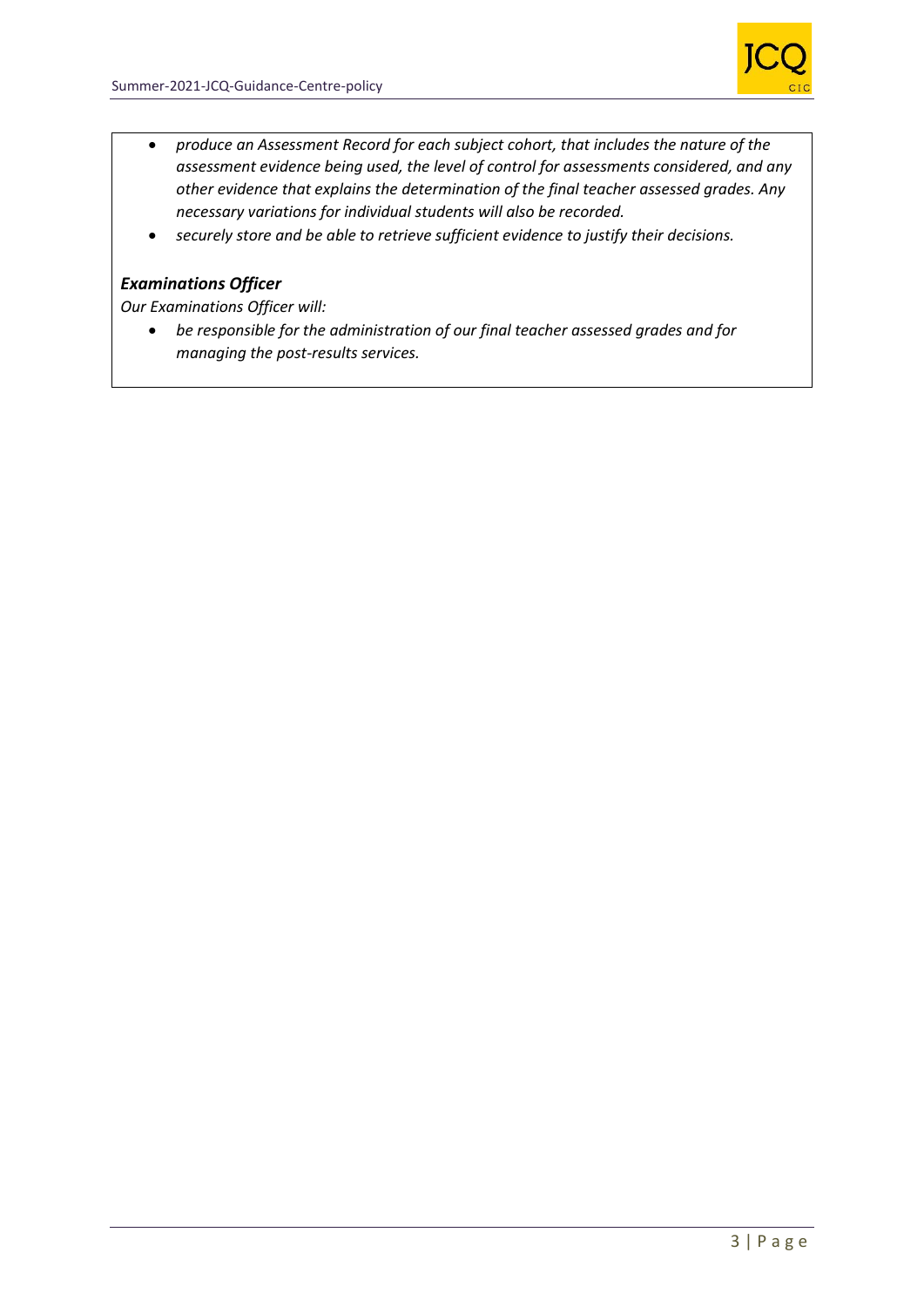- *produce an Assessment Record for each subject cohort, that includes the nature of the assessment evidence being used, the level of control for assessments considered, and any other evidence that explains the determination of the final teacher assessed grades. Any necessary variations for individual students will also be recorded.*
- *securely store and be able to retrieve sufficient evidence to justify their decisions.*

***Examinations Officer***

*Our Examinations Officer will:*

- *be responsible for the administration of our final teacher assessed grades and for managing the post-results services.*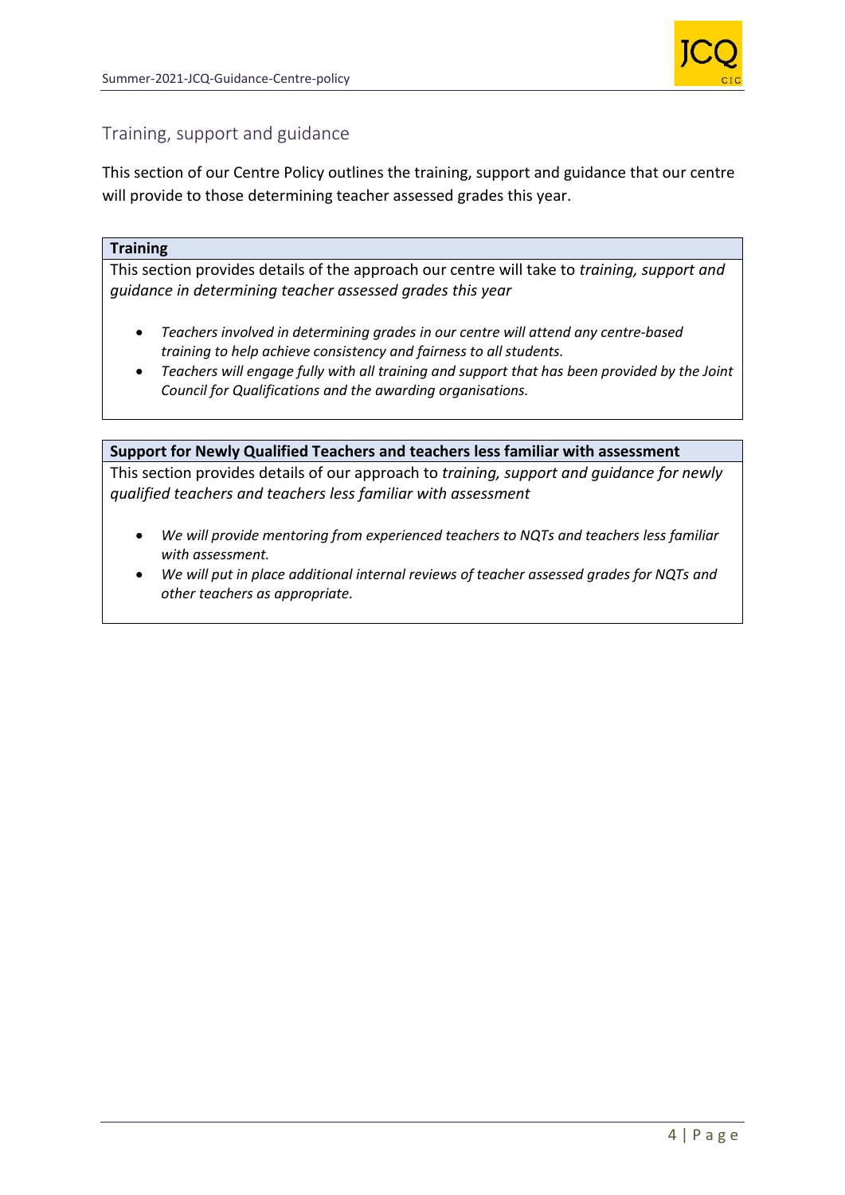## Training, support and guidance

This section of our Centre Policy outlines the training, support and guidance that our centre will provide to those determining teacher assessed grades this year.

**Training**

This section provides details of the approach our centre will take to *training, support and guidance in determining teacher assessed grades this year*

- *Teachers involved in determining grades in our centre will attend any centre-based training to help achieve consistency and fairness to all students.*
- *Teachers will engage fully with all training and support that has been provided by the Joint Council for Qualifications and the awarding organisations.*

**Support for Newly Qualified Teachers and teachers less familiar with assessment**

This section provides details of our approach to *training, support and guidance for newly qualified teachers and teachers less familiar with assessment*

- *We will provide mentoring from experienced teachers to NQTs and teachers less familiar with assessment.*
- *We will put in place additional internal reviews of teacher assessed grades for NQTs and other teachers as appropriate.*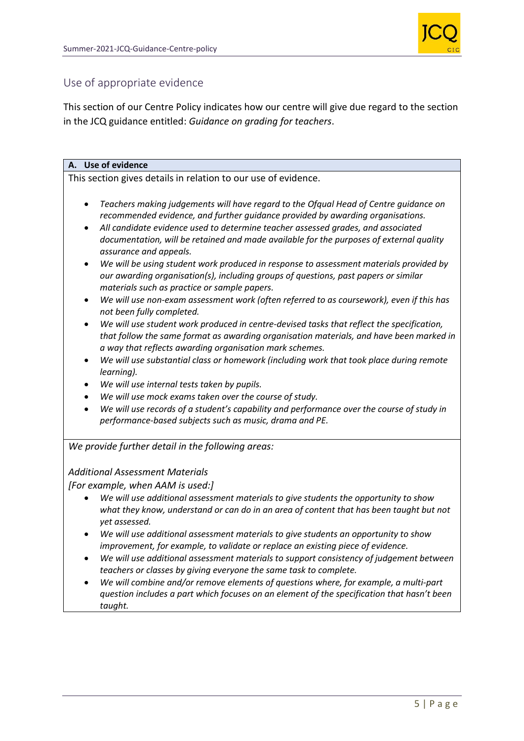## Use of appropriate evidence

This section of our Centre Policy indicates how our centre will give due regard to the section in the JCQ guidance entitled: *Guidance on grading for teachers*.

**A. Use of evidence**

This section gives details in relation to our use of evidence.

- *Teachers making judgements will have regard to the Ofqual Head of Centre guidance on recommended evidence, and further guidance provided by awarding organisations.*
- *All candidate evidence used to determine teacher assessed grades, and associated documentation, will be retained and made available for the purposes of external quality assurance and appeals.*
- *We will be using student work produced in response to assessment materials provided by our awarding organisation(s), including groups of questions, past papers or similar materials such as practice or sample papers.*
- *We will use non-exam assessment work (often referred to as coursework), even if this has not been fully completed.*
- *We will use student work produced in centre-devised tasks that reflect the specification, that follow the same format as awarding organisation materials, and have been marked in a way that reflects awarding organisation mark schemes.*
- *We will use substantial class or homework (including work that took place during remote learning).*
- *We will use internal tests taken by pupils.*
- *We will use mock exams taken over the course of study.*
- *We will use records of a student's capability and performance over the course of study in performance-based subjects such as music, drama and PE.*

*We provide further detail in the following areas:*

*Additional Assessment Materials*
*[For example, when AAM is used:]*

- *We will use additional assessment materials to give students the opportunity to show what they know, understand or can do in an area of content that has been taught but not yet assessed.*
- *We will use additional assessment materials to give students an opportunity to show improvement, for example, to validate or replace an existing piece of evidence.*
- *We will use additional assessment materials to support consistency of judgement between teachers or classes by giving everyone the same task to complete.*
- *We will combine and/or remove elements of questions where, for example, a multi-part question includes a part which focuses on an element of the specification that hasn't been taught.*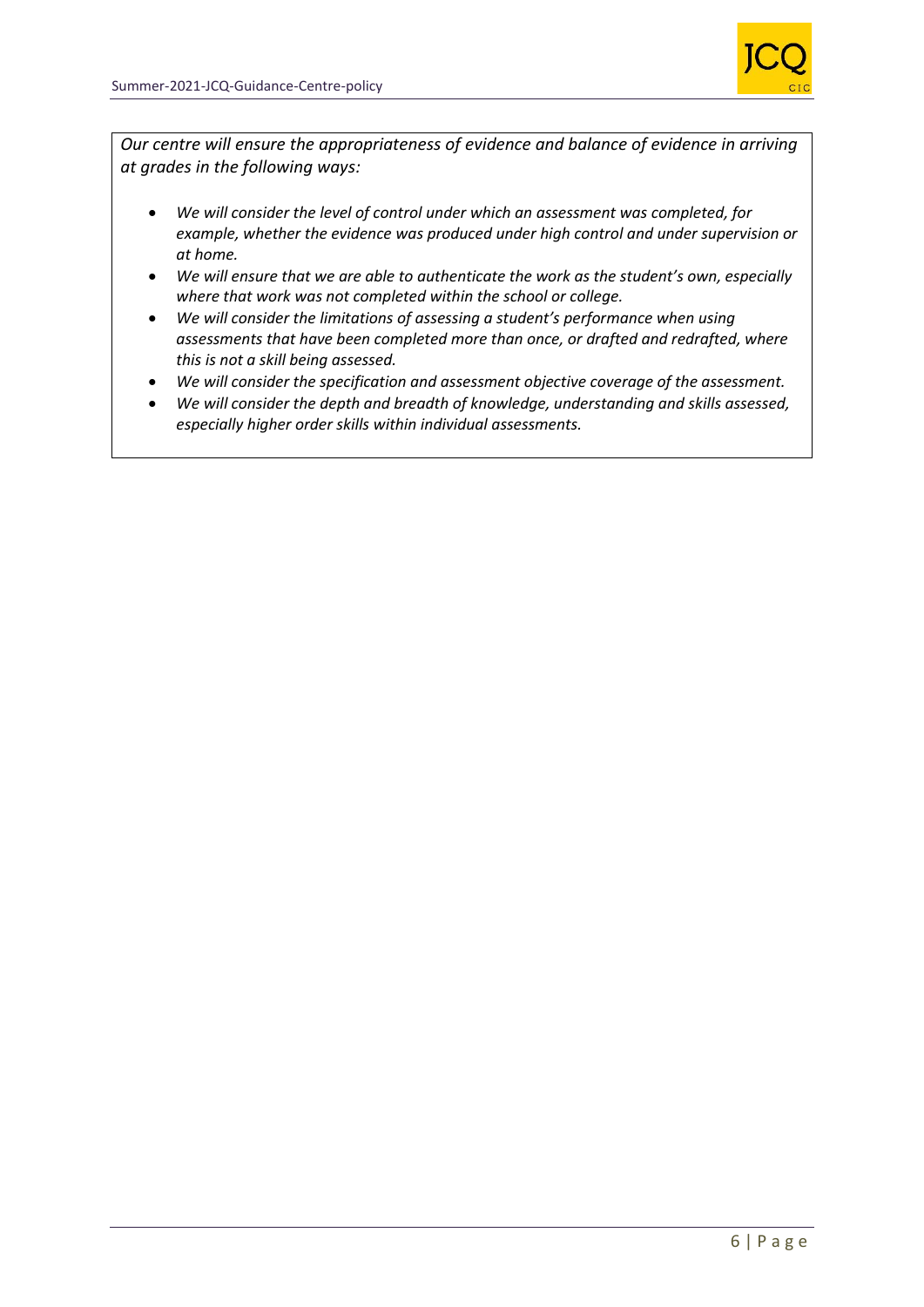*Our centre will ensure the appropriateness of evidence and balance of evidence in arriving at grades in the following ways:*

- *We will consider the level of control under which an assessment was completed, for example, whether the evidence was produced under high control and under supervision or at home.*
- *We will ensure that we are able to authenticate the work as the student's own, especially where that work was not completed within the school or college.*
- *We will consider the limitations of assessing a student's performance when using assessments that have been completed more than once, or drafted and redrafted, where this is not a skill being assessed.*
- *We will consider the specification and assessment objective coverage of the assessment.*
- *We will consider the depth and breadth of knowledge, understanding and skills assessed, especially higher order skills within individual assessments.*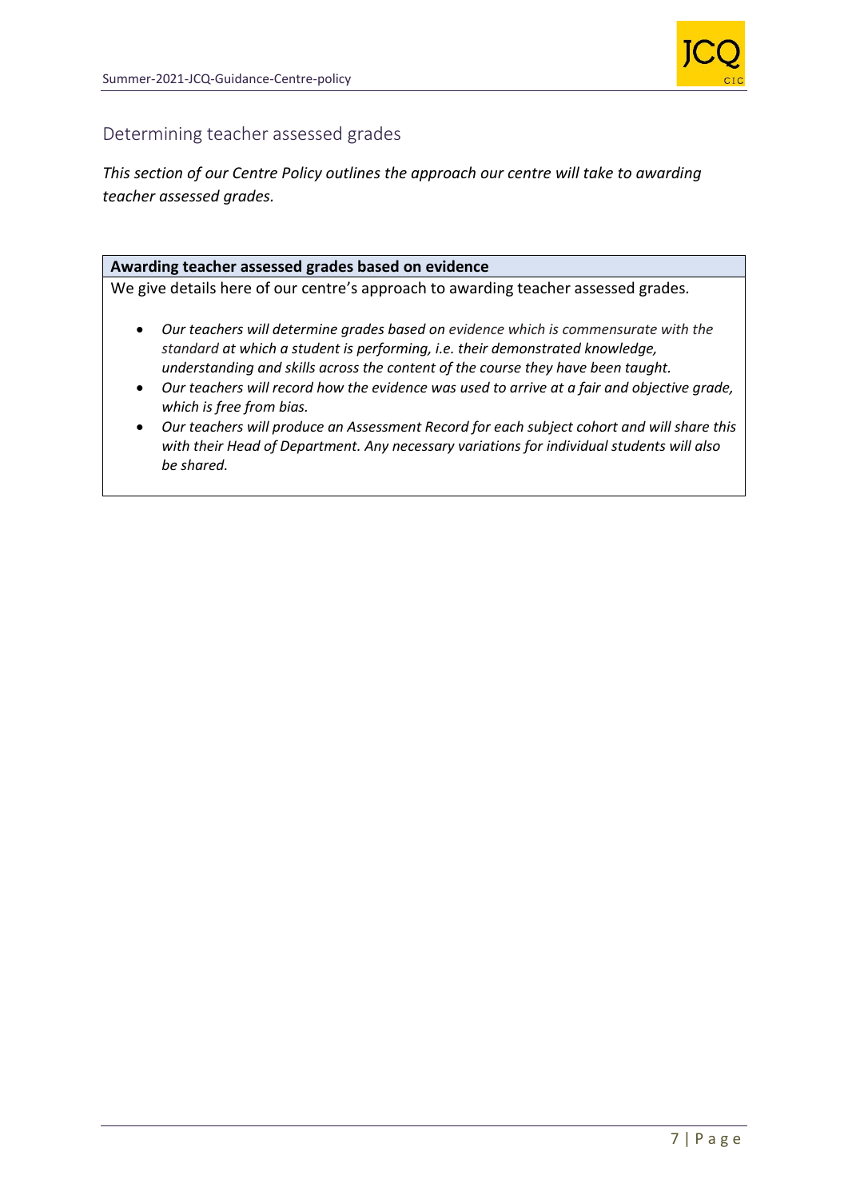## Determining teacher assessed grades

*This section of our Centre Policy outlines the approach our centre will take to awarding teacher assessed grades.*

| **Awarding teacher assessed grades based on evidence** |
| --- |
| We give details here of our centre's approach to awarding teacher assessed grades.<br><br>• *Our teachers will determine grades based on evidence which is commensurate with the standard at which a student is performing, i.e. their demonstrated knowledge, understanding and skills across the content of the course they have been taught.*<br>• *Our teachers will record how the evidence was used to arrive at a fair and objective grade, which is free from bias.*<br>• *Our teachers will produce an Assessment Record for each subject cohort and will share this with their Head of Department. Any necessary variations for individual students will also be shared.* |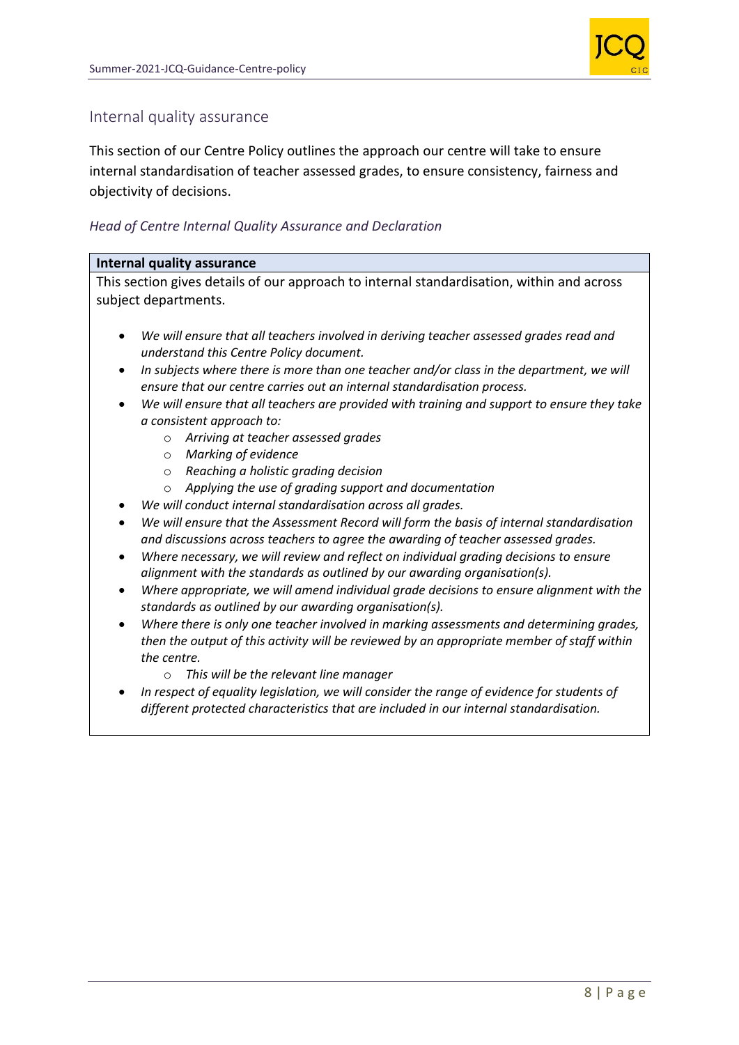## Internal quality assurance

This section of our Centre Policy outlines the approach our centre will take to ensure internal standardisation of teacher assessed grades, to ensure consistency, fairness and objectivity of decisions.

*Head of Centre Internal Quality Assurance and Declaration*

| **Internal quality assurance** |
|---|
| This section gives details of our approach to internal standardisation, within and across subject departments. |

- *We will ensure that all teachers involved in deriving teacher assessed grades read and understand this Centre Policy document.*
- *In subjects where there is more than one teacher and/or class in the department, we will ensure that our centre carries out an internal standardisation process.*
- *We will ensure that all teachers are provided with training and support to ensure they take a consistent approach to:*
    - *Arriving at teacher assessed grades*
    - *Marking of evidence*
    - *Reaching a holistic grading decision*
    - *Applying the use of grading support and documentation*
- *We will conduct internal standardisation across all grades.*
- *We will ensure that the Assessment Record will form the basis of internal standardisation and discussions across teachers to agree the awarding of teacher assessed grades.*
- *Where necessary, we will review and reflect on individual grading decisions to ensure alignment with the standards as outlined by our awarding organisation(s).*
- *Where appropriate, we will amend individual grade decisions to ensure alignment with the standards as outlined by our awarding organisation(s).*
- *Where there is only one teacher involved in marking assessments and determining grades, then the output of this activity will be reviewed by an appropriate member of staff within the centre.*
    - *This will be the relevant line manager*
- *In respect of equality legislation, we will consider the range of evidence for students of different protected characteristics that are included in our internal standardisation.*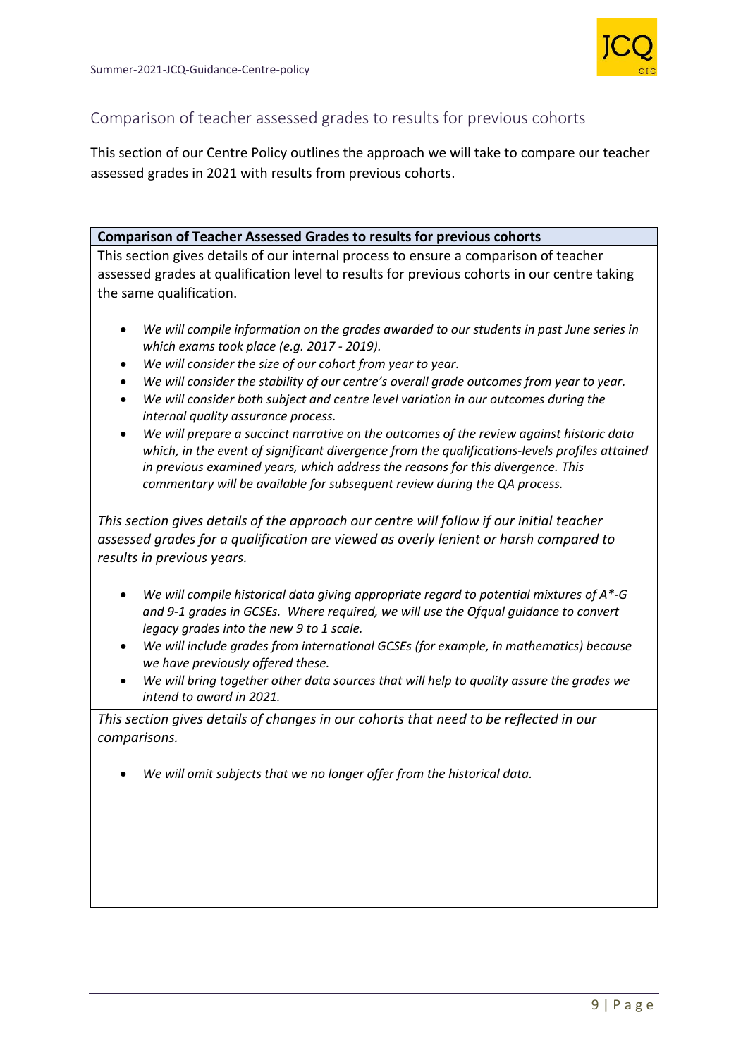## Comparison of teacher assessed grades to results for previous cohorts

This section of our Centre Policy outlines the approach we will take to compare our teacher assessed grades in 2021 with results from previous cohorts.

**Comparison of Teacher Assessed Grades to results for previous cohorts**

This section gives details of our internal process to ensure a comparison of teacher assessed grades at qualification level to results for previous cohorts in our centre taking the same qualification.

- *We will compile information on the grades awarded to our students in past June series in which exams took place (e.g. 2017 - 2019).*
- *We will consider the size of our cohort from year to year.*
- *We will consider the stability of our centre's overall grade outcomes from year to year.*
- *We will consider both subject and centre level variation in our outcomes during the internal quality assurance process.*
- *We will prepare a succinct narrative on the outcomes of the review against historic data which, in the event of significant divergence from the qualifications-levels profiles attained in previous examined years, which address the reasons for this divergence. This commentary will be available for subsequent review during the QA process.*

*This section gives details of the approach our centre will follow if our initial teacher assessed grades for a qualification are viewed as overly lenient or harsh compared to results in previous years.*

- *We will compile historical data giving appropriate regard to potential mixtures of A*-G and 9-1 grades in GCSEs. Where required, we will use the Ofqual guidance to convert legacy grades into the new 9 to 1 scale.*
- *We will include grades from international GCSEs (for example, in mathematics) because we have previously offered these.*
- *We will bring together other data sources that will help to quality assure the grades we intend to award in 2021.*

*This section gives details of changes in our cohorts that need to be reflected in our comparisons.*

- *We will omit subjects that we no longer offer from the historical data.*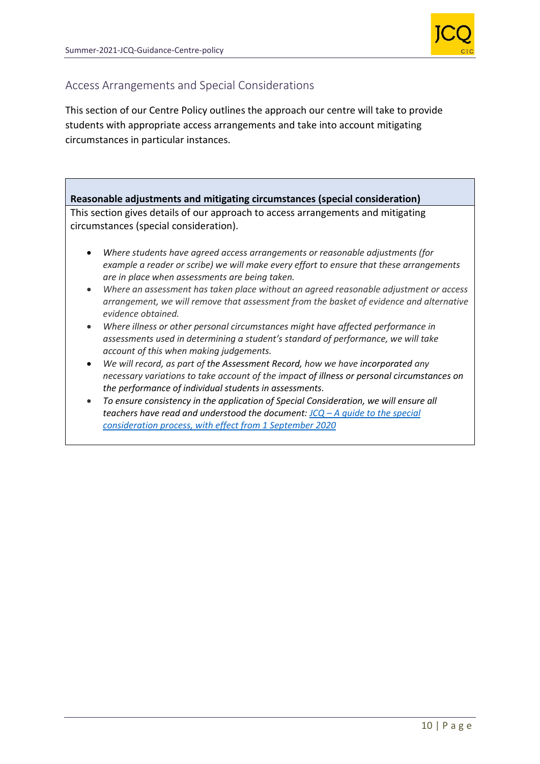## Access Arrangements and Special Considerations

This section of our Centre Policy outlines the approach our centre will take to provide students with appropriate access arrangements and take into account mitigating circumstances in particular instances.

### Reasonable adjustments and mitigating circumstances (special consideration)

This section gives details of our approach to access arrangements and mitigating circumstances (special consideration).

- *Where students have agreed access arrangements or reasonable adjustments (for example a reader or scribe) we will make every effort to ensure that these arrangements are in place when assessments are being taken.*
- *Where an assessment has taken place without an agreed reasonable adjustment or access arrangement, we will remove that assessment from the basket of evidence and alternative evidence obtained.*
- *Where illness or other personal circumstances might have affected performance in assessments used in determining a student's standard of performance, we will take account of this when making judgements.*
- *We will record, as part of the Assessment Record, how we have incorporated any necessary variations to take account of the impact of illness or personal circumstances on the performance of individual students in assessments.*
- *To ensure consistency in the application of Special Consideration, we will ensure all teachers have read and understood the document: [JCQ – A guide to the special consideration process, with effect from 1 September 2020]*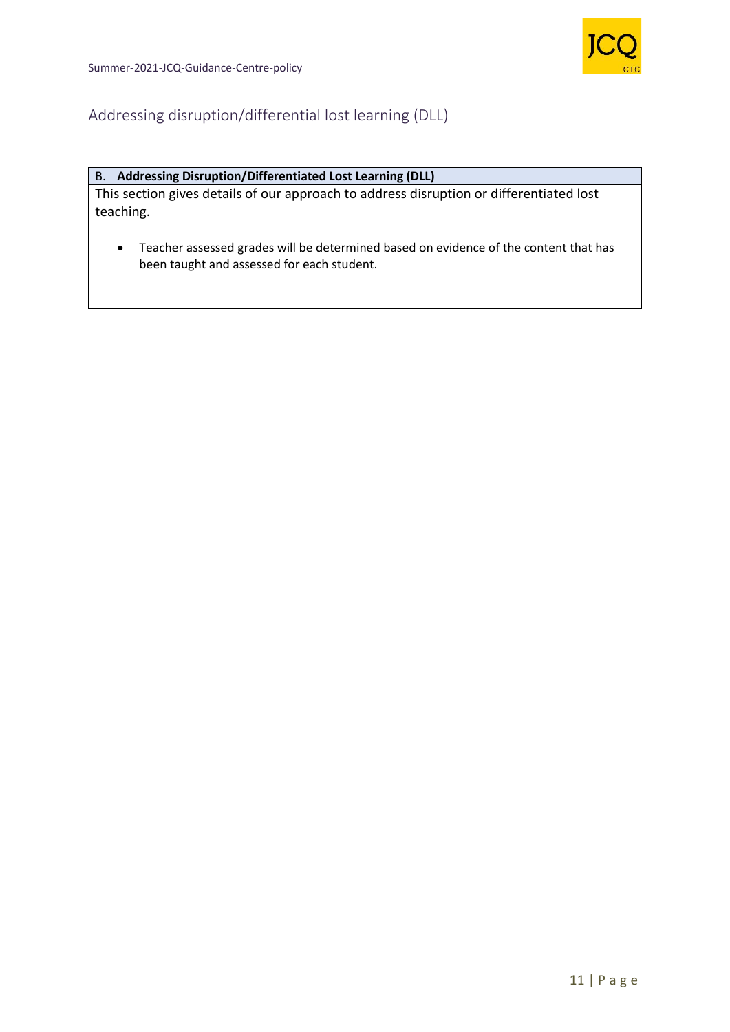## Addressing disruption/differential lost learning (DLL)

| B. **Addressing Disruption/Differentiated Lost Learning (DLL)** |
| --- |
| This section gives details of our approach to address disruption or differentiated lost teaching.<br><br>• Teacher assessed grades will be determined based on evidence of the content that has been taught and assessed for each student. |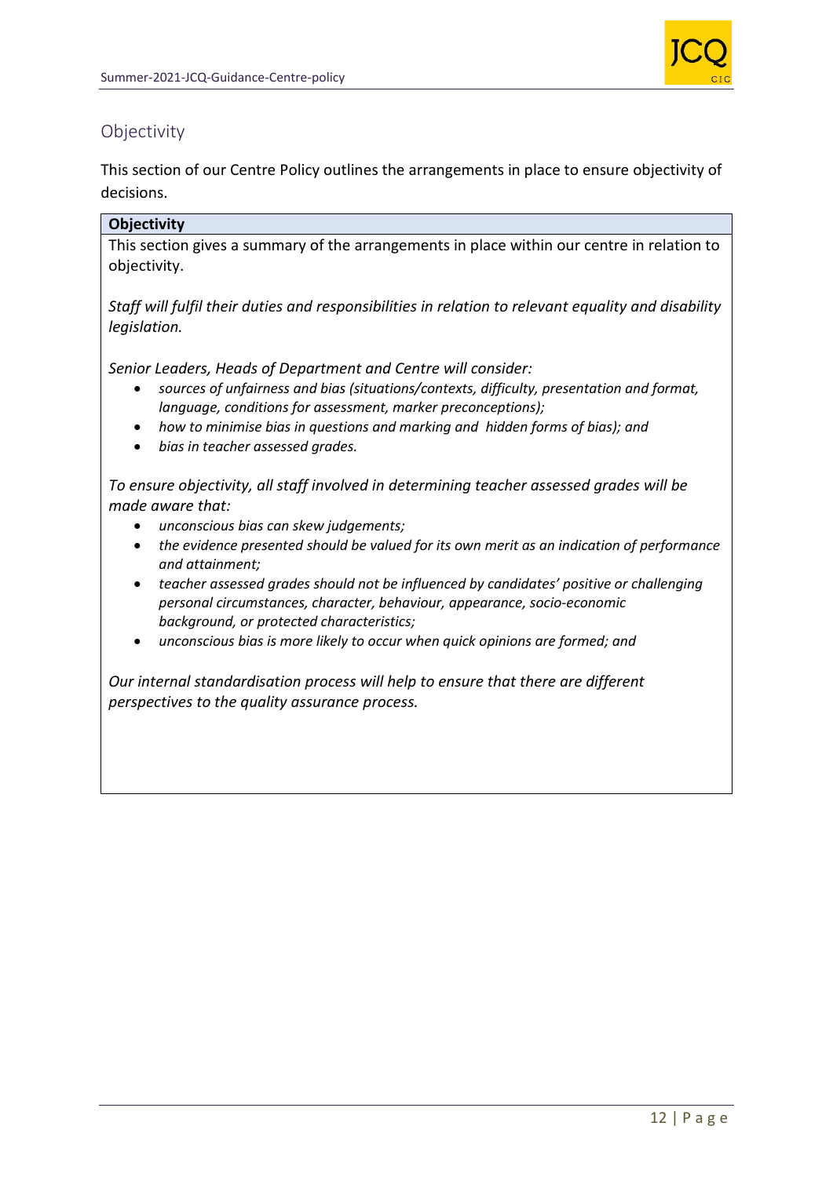## Objectivity

This section of our Centre Policy outlines the arrangements in place to ensure objectivity of decisions.

**Objectivity**

This section gives a summary of the arrangements in place within our centre in relation to objectivity.

*Staff will fulfil their duties and responsibilities in relation to relevant equality and disability legislation.*

*Senior Leaders, Heads of Department and Centre will consider:*

- *sources of unfairness and bias (situations/contexts, difficulty, presentation and format, language, conditions for assessment, marker preconceptions);*
- *how to minimise bias in questions and marking and hidden forms of bias); and*
- *bias in teacher assessed grades.*

*To ensure objectivity, all staff involved in determining teacher assessed grades will be made aware that:*

- *unconscious bias can skew judgements;*
- *the evidence presented should be valued for its own merit as an indication of performance and attainment;*
- *teacher assessed grades should not be influenced by candidates' positive or challenging personal circumstances, character, behaviour, appearance, socio-economic background, or protected characteristics;*
- *unconscious bias is more likely to occur when quick opinions are formed; and*

*Our internal standardisation process will help to ensure that there are different perspectives to the quality assurance process.*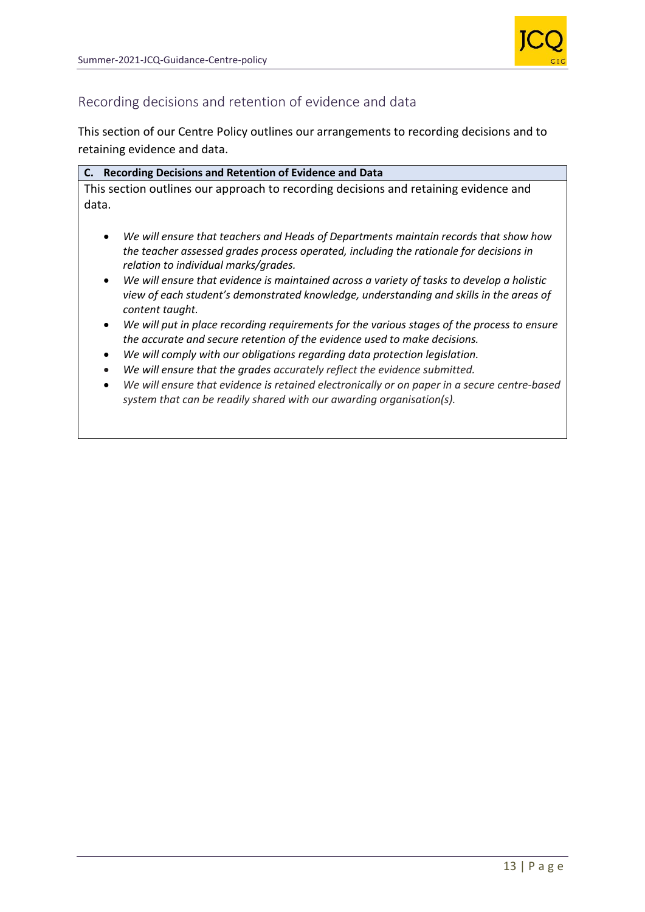## Recording decisions and retention of evidence and data

This section of our Centre Policy outlines our arrangements to recording decisions and to retaining evidence and data.

**C. Recording Decisions and Retention of Evidence and Data**

This section outlines our approach to recording decisions and retaining evidence and data.

- *We will ensure that teachers and Heads of Departments maintain records that show how the teacher assessed grades process operated, including the rationale for decisions in relation to individual marks/grades.*
- *We will ensure that evidence is maintained across a variety of tasks to develop a holistic view of each student's demonstrated knowledge, understanding and skills in the areas of content taught.*
- *We will put in place recording requirements for the various stages of the process to ensure the accurate and secure retention of the evidence used to make decisions.*
- *We will comply with our obligations regarding data protection legislation.*
- *We will ensure that the grades accurately reflect the evidence submitted.*
- *We will ensure that evidence is retained electronically or on paper in a secure centre-based system that can be readily shared with our awarding organisation(s).*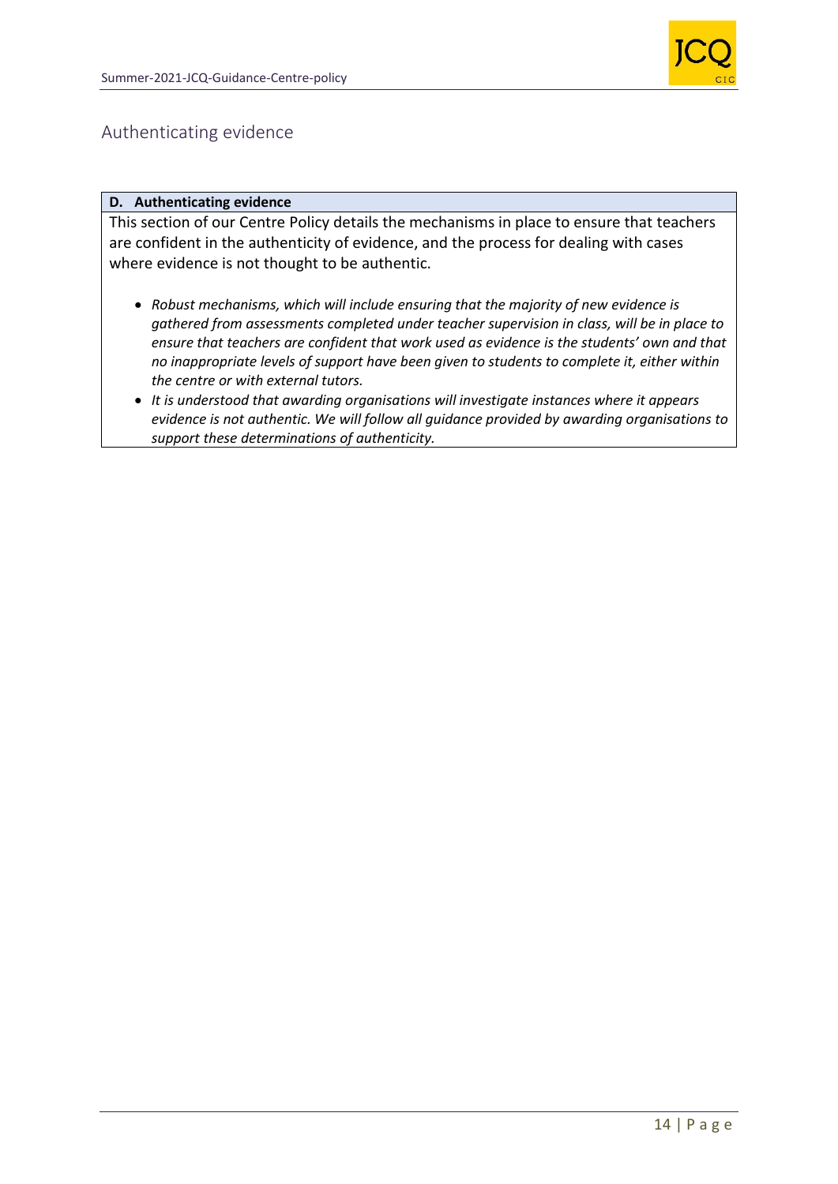## Authenticating evidence

| D. Authenticating evidence |
|---|
| This section of our Centre Policy details the mechanisms in place to ensure that teachers are confident in the authenticity of evidence, and the process for dealing with cases where evidence is not thought to be authentic.<br><br>• *Robust mechanisms, which will include ensuring that the majority of new evidence is gathered from assessments completed under teacher supervision in class, will be in place to ensure that teachers are confident that work used as evidence is the students' own and that no inappropriate levels of support have been given to students to complete it, either within the centre or with external tutors.*<br>• *It is understood that awarding organisations will investigate instances where it appears evidence is not authentic. We will follow all guidance provided by awarding organisations to support these determinations of authenticity.* |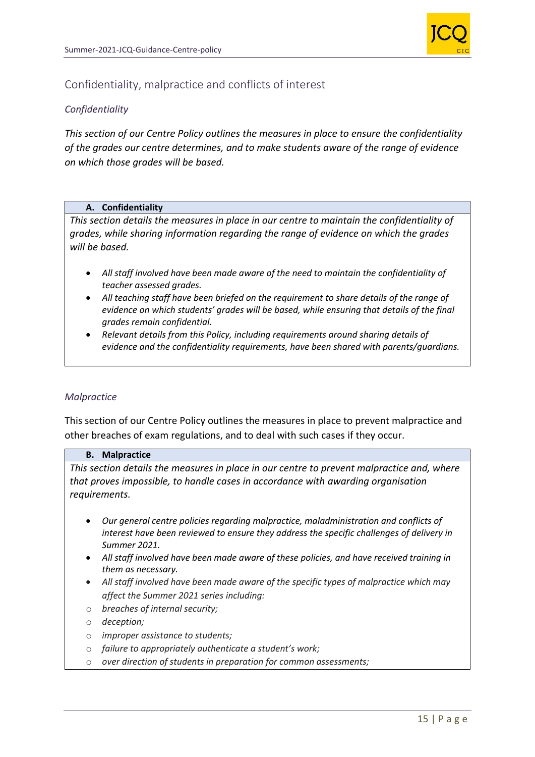## Confidentiality, malpractice and conflicts of interest

### *Confidentiality*

*This section of our Centre Policy outlines the measures in place to ensure the confidentiality of the grades our centre determines, and to make students aware of the range of evidence on which those grades will be based.*

| **A. Confidentiality** |
|---|
| *This section details the measures in place in our centre to maintain the confidentiality of grades, while sharing information regarding the range of evidence on which the grades will be based.*<br><br>• *All staff involved have been made aware of the need to maintain the confidentiality of teacher assessed grades.*<br>• *All teaching staff have been briefed on the requirement to share details of the range of evidence on which students' grades will be based, while ensuring that details of the final grades remain confidential.*<br>• *Relevant details from this Policy, including requirements around sharing details of evidence and the confidentiality requirements, have been shared with parents/guardians.* |

### *Malpractice*

This section of our Centre Policy outlines the measures in place to prevent malpractice and other breaches of exam regulations, and to deal with such cases if they occur.

| **B. Malpractice** |
|---|
| *This section details the measures in place in our centre to prevent malpractice and, where that proves impossible, to handle cases in accordance with awarding organisation requirements.*<br><br>• *Our general centre policies regarding malpractice, maladministration and conflicts of interest have been reviewed to ensure they address the specific challenges of delivery in Summer 2021.*<br>• *All staff involved have been made aware of these policies, and have received training in them as necessary.*<br>• *All staff involved have been made aware of the specific types of malpractice which may affect the Summer 2021 series including:*<br>○ *breaches of internal security;*<br>○ *deception;*<br>○ *improper assistance to students;*<br>○ *failure to appropriately authenticate a student's work;*<br>○ *over direction of students in preparation for common assessments;* |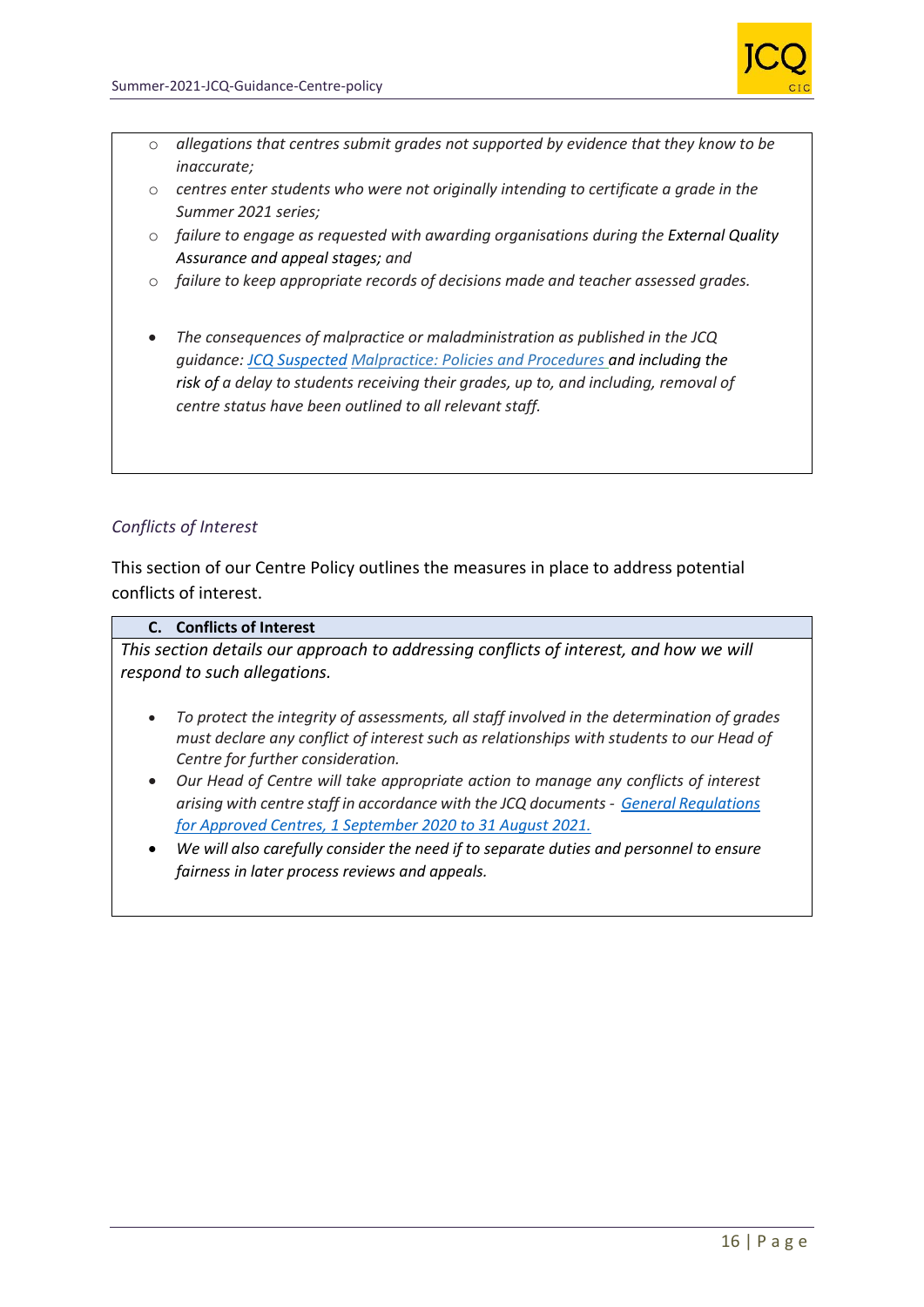- *allegations that centres submit grades not supported by evidence that they know to be inaccurate;*
- *centres enter students who were not originally intending to certificate a grade in the Summer 2021 series;*
- *failure to engage as requested with awarding organisations during the External Quality Assurance and appeal stages; and*
- *failure to keep appropriate records of decisions made and teacher assessed grades.*

- *The consequences of malpractice or maladministration as published in the JCQ guidance: JCQ Suspected Malpractice: Policies and Procedures and including the risk of a delay to students receiving their grades, up to, and including, removal of centre status have been outlined to all relevant staff.*

## *Conflicts of Interest*

This section of our Centre Policy outlines the measures in place to address potential conflicts of interest.

### C. Conflicts of Interest

*This section details our approach to addressing conflicts of interest, and how we will respond to such allegations.*

- *To protect the integrity of assessments, all staff involved in the determination of grades must declare any conflict of interest such as relationships with students to our Head of Centre for further consideration.*
- *Our Head of Centre will take appropriate action to manage any conflicts of interest arising with centre staff in accordance with the JCQ documents - General Regulations for Approved Centres, 1 September 2020 to 31 August 2021.*
- *We will also carefully consider the need if to separate duties and personnel to ensure fairness in later process reviews and appeals.*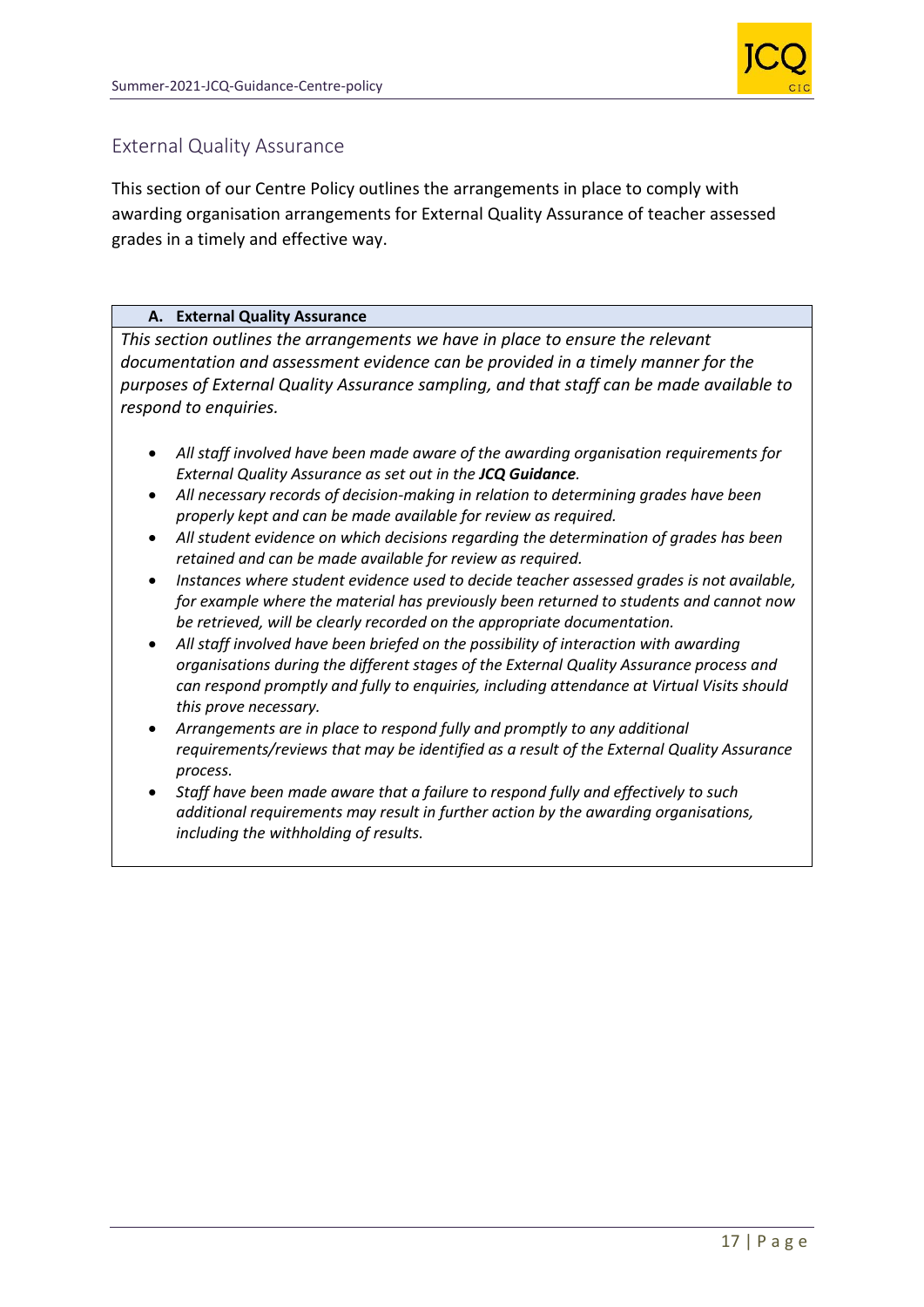## External Quality Assurance

This section of our Centre Policy outlines the arrangements in place to comply with awarding organisation arrangements for External Quality Assurance of teacher assessed grades in a timely and effective way.

**A. External Quality Assurance**

*This section outlines the arrangements we have in place to ensure the relevant documentation and assessment evidence can be provided in a timely manner for the purposes of External Quality Assurance sampling, and that staff can be made available to respond to enquiries.*

- *All staff involved have been made aware of the awarding organisation requirements for External Quality Assurance as set out in the **JCQ Guidance**.*
- *All necessary records of decision-making in relation to determining grades have been properly kept and can be made available for review as required.*
- *All student evidence on which decisions regarding the determination of grades has been retained and can be made available for review as required.*
- *Instances where student evidence used to decide teacher assessed grades is not available, for example where the material has previously been returned to students and cannot now be retrieved, will be clearly recorded on the appropriate documentation.*
- *All staff involved have been briefed on the possibility of interaction with awarding organisations during the different stages of the External Quality Assurance process and can respond promptly and fully to enquiries, including attendance at Virtual Visits should this prove necessary.*
- *Arrangements are in place to respond fully and promptly to any additional requirements/reviews that may be identified as a result of the External Quality Assurance process.*
- *Staff have been made aware that a failure to respond fully and effectively to such additional requirements may result in further action by the awarding organisations, including the withholding of results.*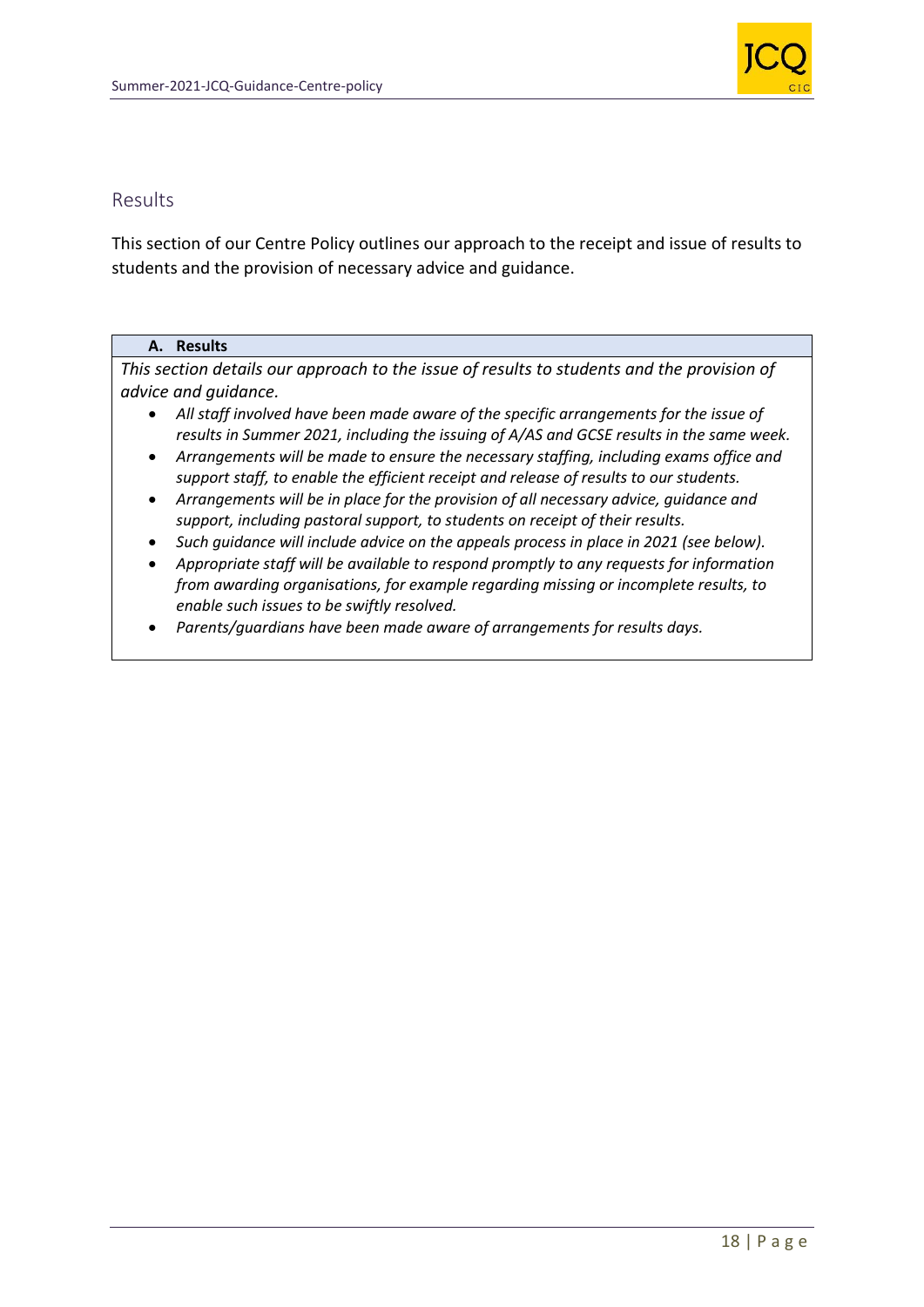## Results

This section of our Centre Policy outlines our approach to the receipt and issue of results to students and the provision of necessary advice and guidance.

### A. Results

*This section details our approach to the issue of results to students and the provision of advice and guidance.*

- *All staff involved have been made aware of the specific arrangements for the issue of results in Summer 2021, including the issuing of A/AS and GCSE results in the same week.*
- *Arrangements will be made to ensure the necessary staffing, including exams office and support staff, to enable the efficient receipt and release of results to our students.*
- *Arrangements will be in place for the provision of all necessary advice, guidance and support, including pastoral support, to students on receipt of their results.*
- *Such guidance will include advice on the appeals process in place in 2021 (see below).*
- *Appropriate staff will be available to respond promptly to any requests for information from awarding organisations, for example regarding missing or incomplete results, to enable such issues to be swiftly resolved.*
- *Parents/guardians have been made aware of arrangements for results days.*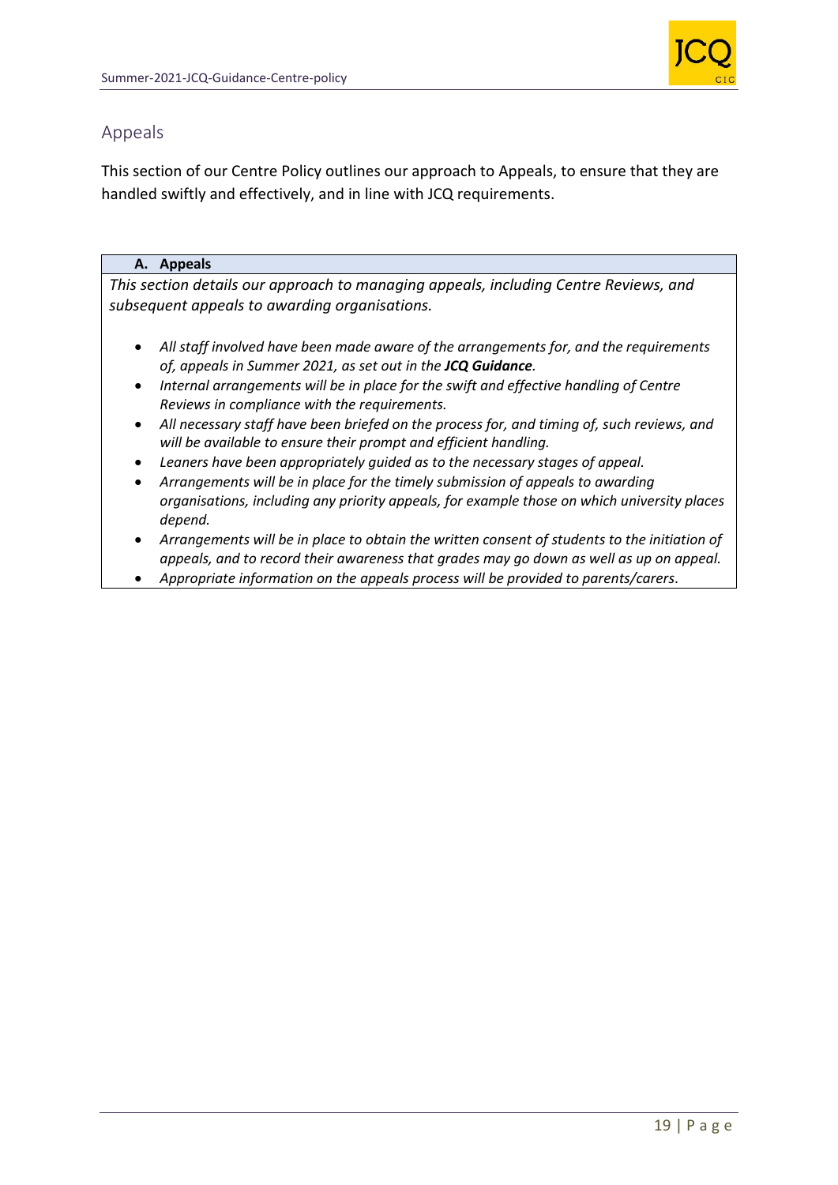## Appeals

This section of our Centre Policy outlines our approach to Appeals, to ensure that they are handled swiftly and effectively, and in line with JCQ requirements.

| **A. Appeals** |
| --- |
| *This section details our approach to managing appeals, including Centre Reviews, and subsequent appeals to awarding organisations.*<br><br>• *All staff involved have been made aware of the arrangements for, and the requirements of, appeals in Summer 2021, as set out in the **JCQ Guidance**.*<br>• *Internal arrangements will be in place for the swift and effective handling of Centre Reviews in compliance with the requirements.*<br>• *All necessary staff have been briefed on the process for, and timing of, such reviews, and will be available to ensure their prompt and efficient handling.*<br>• *Leaners have been appropriately guided as to the necessary stages of appeal.*<br>• *Arrangements will be in place for the timely submission of appeals to awarding organisations, including any priority appeals, for example those on which university places depend.*<br>• *Arrangements will be in place to obtain the written consent of students to the initiation of appeals, and to record their awareness that grades may go down as well as up on appeal.*<br>• *Appropriate information on the appeals process will be provided to parents/carers.* |